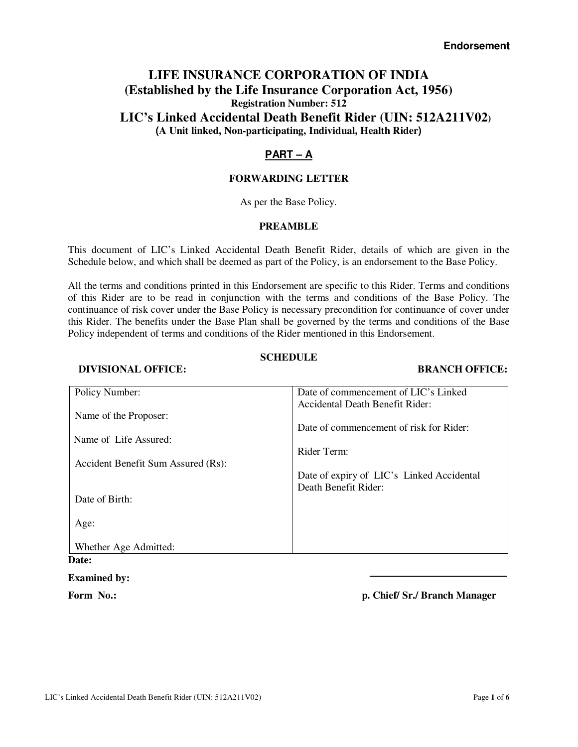**Endorsement**

# LIFE INSURANCE CORPORATION OF INDIA
## (Established by the Life Insurance Corporation Act, 1956)
**Registration Number: 512**
## LIC's Linked Accidental Death Benefit Rider (UIN: 512A211V02)
**(A Unit linked, Non-participating, Individual, Health Rider)**

## PART – A

### FORWARDING LETTER

As per the Base Policy.

### PREAMBLE

This document of LIC's Linked Accidental Death Benefit Rider, details of which are given in the Schedule below, and which shall be deemed as part of the Policy, is an endorsement to the Base Policy.

All the terms and conditions printed in this Endorsement are specific to this Rider. Terms and conditions of this Rider are to be read in conjunction with the terms and conditions of the Base Policy. The continuance of risk cover under the Base Policy is necessary precondition for continuance of cover under this Rider. The benefits under the Base Plan shall be governed by the terms and conditions of the Base Policy independent of terms and conditions of the Rider mentioned in this Endorsement.

### SCHEDULE

**DIVISIONAL OFFICE:** **BRANCH OFFICE:**

| | |
|---|---|
| Policy Number: | Date of commencement of LIC's Linked Accidental Death Benefit Rider: |
| Name of the Proposer: | Date of commencement of risk for Rider: |
| Name of Life Assured: | Rider Term: |
| Accident Benefit Sum Assured (Rs): | Date of expiry of LIC's Linked Accidental Death Benefit Rider: |
| Date of Birth: | |
| Age: | |
| Whether Age Admitted: | |

**Date:**

**Examined by:**

**Form No.:**

**p. Chief/ Sr./ Branch Manager**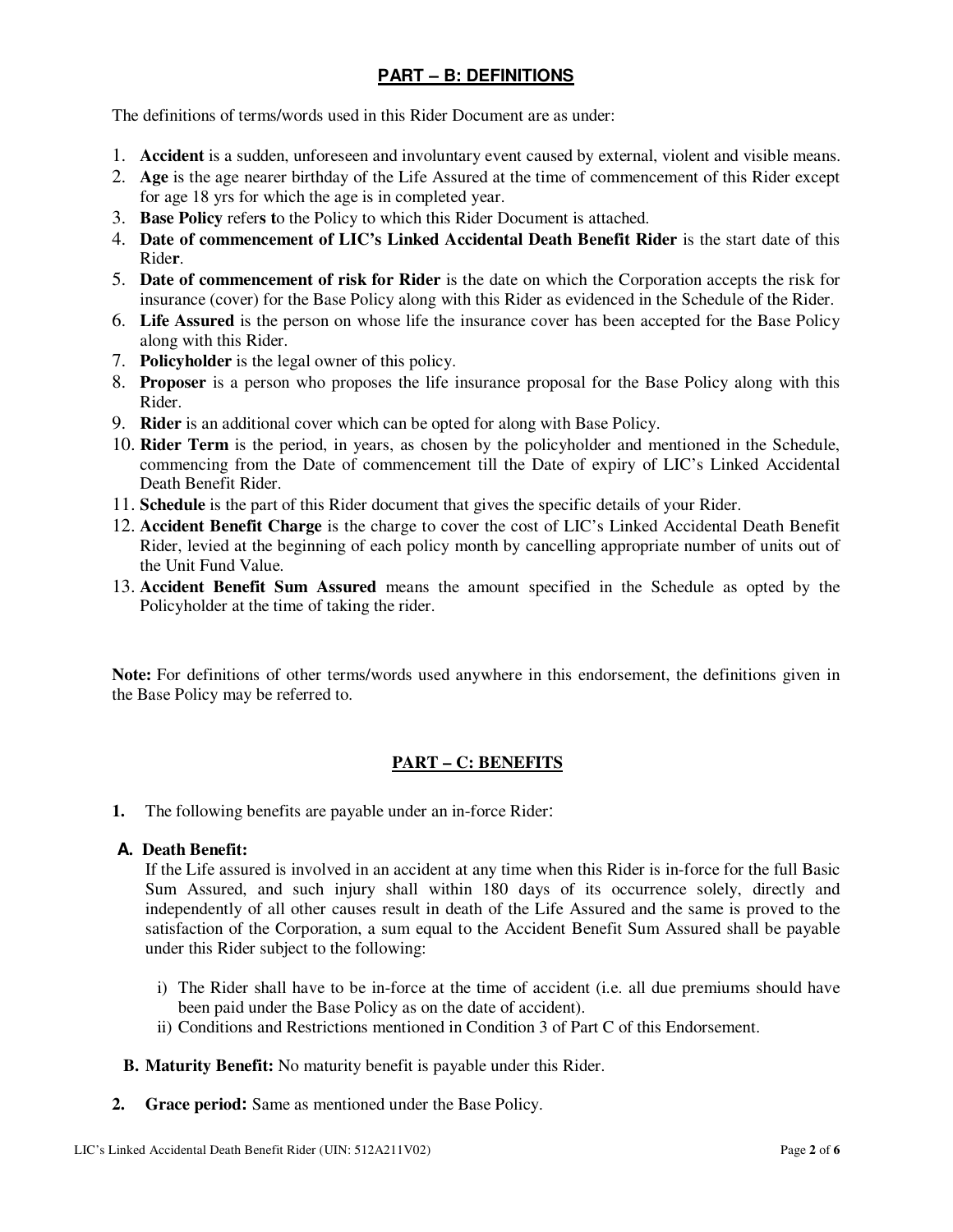## PART – B: DEFINITIONS

The definitions of terms/words used in this Rider Document are as under:

1. **Accident** is a sudden, unforeseen and involuntary event caused by external, violent and visible means.
2. **Age** is the age nearer birthday of the Life Assured at the time of commencement of this Rider except for age 18 yrs for which the age is in completed year.
3. **Base Policy** refers to the Policy to which this Rider Document is attached.
4. **Date of commencement of LIC's Linked Accidental Death Benefit Rider** is the start date of this Rider.
5. **Date of commencement of risk for Rider** is the date on which the Corporation accepts the risk for insurance (cover) for the Base Policy along with this Rider as evidenced in the Schedule of the Rider.
6. **Life Assured** is the person on whose life the insurance cover has been accepted for the Base Policy along with this Rider.
7. **Policyholder** is the legal owner of this policy.
8. **Proposer** is a person who proposes the life insurance proposal for the Base Policy along with this Rider.
9. **Rider** is an additional cover which can be opted for along with Base Policy.
10. **Rider Term** is the period, in years, as chosen by the policyholder and mentioned in the Schedule, commencing from the Date of commencement till the Date of expiry of LIC's Linked Accidental Death Benefit Rider.
11. **Schedule** is the part of this Rider document that gives the specific details of your Rider.
12. **Accident Benefit Charge** is the charge to cover the cost of LIC's Linked Accidental Death Benefit Rider, levied at the beginning of each policy month by cancelling appropriate number of units out of the Unit Fund Value.
13. **Accident Benefit Sum Assured** means the amount specified in the Schedule as opted by the Policyholder at the time of taking the rider.

**Note:** For definitions of other terms/words used anywhere in this endorsement, the definitions given in the Base Policy may be referred to.

## PART – C: BENEFITS

**1.** The following benefits are payable under an in-force Rider:

**A. Death Benefit:**

If the Life assured is involved in an accident at any time when this Rider is in-force for the full Basic Sum Assured, and such injury shall within 180 days of its occurrence solely, directly and independently of all other causes result in death of the Life Assured and the same is proved to the satisfaction of the Corporation, a sum equal to the Accident Benefit Sum Assured shall be payable under this Rider subject to the following:

i) The Rider shall have to be in-force at the time of accident (i.e. all due premiums should have been paid under the Base Policy as on the date of accident).
ii) Conditions and Restrictions mentioned in Condition 3 of Part C of this Endorsement.

**B. Maturity Benefit:** No maturity benefit is payable under this Rider.

**2. Grace period:** Same as mentioned under the Base Policy.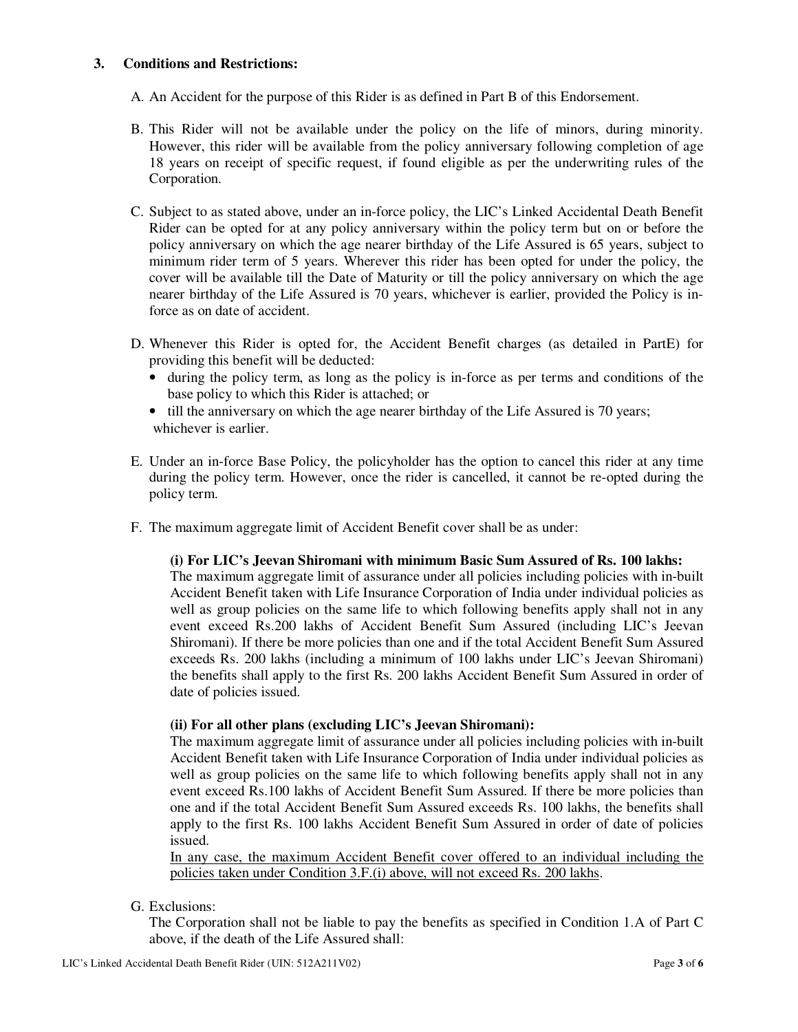### 3. Conditions and Restrictions:

A. An Accident for the purpose of this Rider is as defined in Part B of this Endorsement.

B. This Rider will not be available under the policy on the life of minors, during minority. However, this rider will be available from the policy anniversary following completion of age 18 years on receipt of specific request, if found eligible as per the underwriting rules of the Corporation.

C. Subject to as stated above, under an in-force policy, the LIC's Linked Accidental Death Benefit Rider can be opted for at any policy anniversary within the policy term but on or before the policy anniversary on which the age nearer birthday of the Life Assured is 65 years, subject to minimum rider term of 5 years. Wherever this rider has been opted for under the policy, the cover will be available till the Date of Maturity or till the policy anniversary on which the age nearer birthday of the Life Assured is 70 years, whichever is earlier, provided the Policy is in-force as on date of accident.

D. Whenever this Rider is opted for, the Accident Benefit charges (as detailed in PartE) for providing this benefit will be deducted:
   - during the policy term, as long as the policy is in-force as per terms and conditions of the base policy to which this Rider is attached; or
   - till the anniversary on which the age nearer birthday of the Life Assured is 70 years;

   whichever is earlier.

E. Under an in-force Base Policy, the policyholder has the option to cancel this rider at any time during the policy term. However, once the rider is cancelled, it cannot be re-opted during the policy term.

F. The maximum aggregate limit of Accident Benefit cover shall be as under:

   **(i) For LIC's Jeevan Shiromani with minimum Basic Sum Assured of Rs. 100 lakhs:**
   The maximum aggregate limit of assurance under all policies including policies with in-built Accident Benefit taken with Life Insurance Corporation of India under individual policies as well as group policies on the same life to which following benefits apply shall not in any event exceed Rs.200 lakhs of Accident Benefit Sum Assured (including LIC's Jeevan Shiromani). If there be more policies than one and if the total Accident Benefit Sum Assured exceeds Rs. 200 lakhs (including a minimum of 100 lakhs under LIC's Jeevan Shiromani) the benefits shall apply to the first Rs. 200 lakhs Accident Benefit Sum Assured in order of date of policies issued.

   **(ii) For all other plans (excluding LIC's Jeevan Shiromani):**
   The maximum aggregate limit of assurance under all policies including policies with in-built Accident Benefit taken with Life Insurance Corporation of India under individual policies as well as group policies on the same life to which following benefits apply shall not in any event exceed Rs.100 lakhs of Accident Benefit Sum Assured. If there be more policies than one and if the total Accident Benefit Sum Assured exceeds Rs. 100 lakhs, the benefits shall apply to the first Rs. 100 lakhs Accident Benefit Sum Assured in order of date of policies issued.
   <u>In any case, the maximum Accident Benefit cover offered to an individual including the policies taken under Condition 3.F.(i) above, will not exceed Rs. 200 lakhs</u>.

G. Exclusions:
   The Corporation shall not be liable to pay the benefits as specified in Condition 1.A of Part C above, if the death of the Life Assured shall: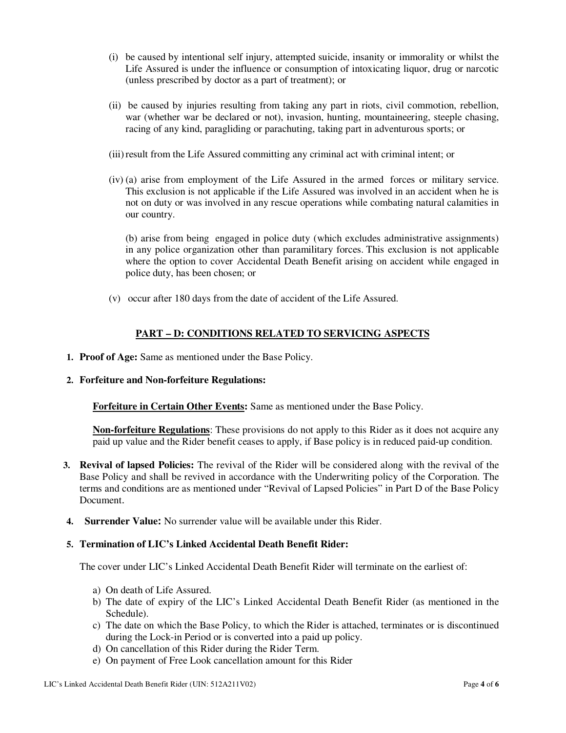(i) be caused by intentional self injury, attempted suicide, insanity or immorality or whilst the Life Assured is under the influence or consumption of intoxicating liquor, drug or narcotic (unless prescribed by doctor as a part of treatment); or

(ii) be caused by injuries resulting from taking any part in riots, civil commotion, rebellion, war (whether war be declared or not), invasion, hunting, mountaineering, steeple chasing, racing of any kind, paragliding or parachuting, taking part in adventurous sports; or

(iii) result from the Life Assured committing any criminal act with criminal intent; or

(iv) (a) arise from employment of the Life Assured in the armed forces or military service. This exclusion is not applicable if the Life Assured was involved in an accident when he is not on duty or was involved in any rescue operations while combating natural calamities in our country.

(b) arise from being engaged in police duty (which excludes administrative assignments) in any police organization other than paramilitary forces. This exclusion is not applicable where the option to cover Accidental Death Benefit arising on accident while engaged in police duty, has been chosen; or

(v) occur after 180 days from the date of accident of the Life Assured.

## PART – D: CONDITIONS RELATED TO SERVICING ASPECTS

1. **Proof of Age:** Same as mentioned under the Base Policy.

2. **Forfeiture and Non-forfeiture Regulations:**

   **Forfeiture in Certain Other Events:** Same as mentioned under the Base Policy.

   **Non-forfeiture Regulations**: These provisions do not apply to this Rider as it does not acquire any paid up value and the Rider benefit ceases to apply, if Base policy is in reduced paid-up condition.

3. **Revival of lapsed Policies:** The revival of the Rider will be considered along with the revival of the Base Policy and shall be revived in accordance with the Underwriting policy of the Corporation. The terms and conditions are as mentioned under "Revival of Lapsed Policies" in Part D of the Base Policy Document.

4. **Surrender Value:** No surrender value will be available under this Rider.

5. **Termination of LIC's Linked Accidental Death Benefit Rider:**

   The cover under LIC's Linked Accidental Death Benefit Rider will terminate on the earliest of:

   a) On death of Life Assured.
   b) The date of expiry of the LIC's Linked Accidental Death Benefit Rider (as mentioned in the Schedule).
   c) The date on which the Base Policy, to which the Rider is attached, terminates or is discontinued during the Lock-in Period or is converted into a paid up policy.
   d) On cancellation of this Rider during the Rider Term.
   e) On payment of Free Look cancellation amount for this Rider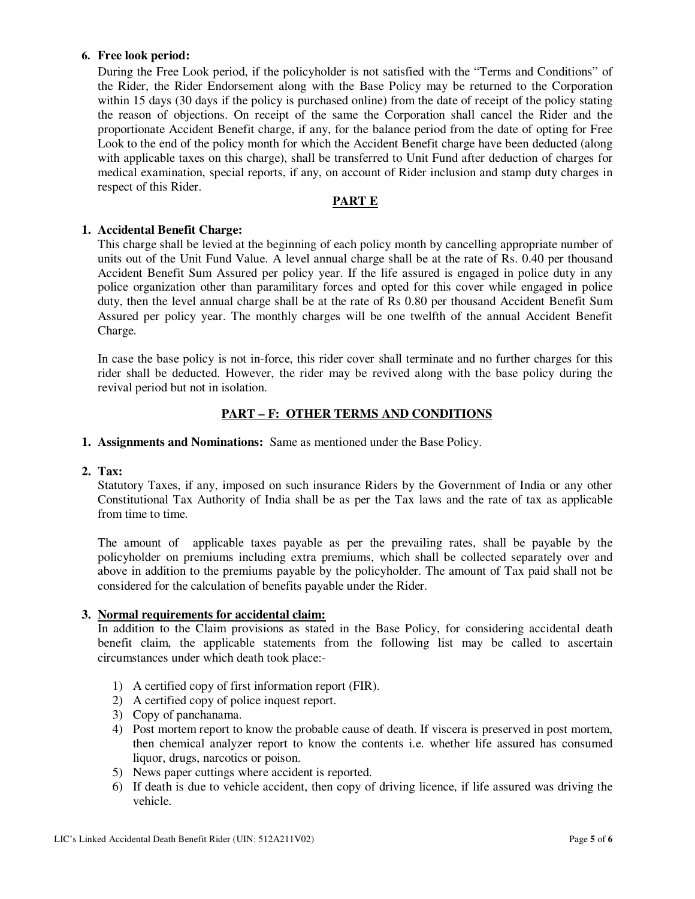6. **Free look period:**

During the Free Look period, if the policyholder is not satisfied with the "Terms and Conditions" of the Rider, the Rider Endorsement along with the Base Policy may be returned to the Corporation within 15 days (30 days if the policy is purchased online) from the date of receipt of the policy stating the reason of objections. On receipt of the same the Corporation shall cancel the Rider and the proportionate Accident Benefit charge, if any, for the balance period from the date of opting for Free Look to the end of the policy month for which the Accident Benefit charge have been deducted (along with applicable taxes on this charge), shall be transferred to Unit Fund after deduction of charges for medical examination, special reports, if any, on account of Rider inclusion and stamp duty charges in respect of this Rider.

## PART E

1. **Accidental Benefit Charge:**

This charge shall be levied at the beginning of each policy month by cancelling appropriate number of units out of the Unit Fund Value. A level annual charge shall be at the rate of Rs. 0.40 per thousand Accident Benefit Sum Assured per policy year. If the life assured is engaged in police duty in any police organization other than paramilitary forces and opted for this cover while engaged in police duty, then the level annual charge shall be at the rate of Rs 0.80 per thousand Accident Benefit Sum Assured per policy year. The monthly charges will be one twelfth of the annual Accident Benefit Charge.

In case the base policy is not in-force, this rider cover shall terminate and no further charges for this rider shall be deducted. However, the rider may be revived along with the base policy during the revival period but not in isolation.

## PART – F: OTHER TERMS AND CONDITIONS

1. **Assignments and Nominations:** Same as mentioned under the Base Policy.

2. **Tax:**

Statutory Taxes, if any, imposed on such insurance Riders by the Government of India or any other Constitutional Tax Authority of India shall be as per the Tax laws and the rate of tax as applicable from time to time.

The amount of applicable taxes payable as per the prevailing rates, shall be payable by the policyholder on premiums including extra premiums, which shall be collected separately over and above in addition to the premiums payable by the policyholder. The amount of Tax paid shall not be considered for the calculation of benefits payable under the Rider.

3. **Normal requirements for accidental claim:**

In addition to the Claim provisions as stated in the Base Policy, for considering accidental death benefit claim, the applicable statements from the following list may be called to ascertain circumstances under which death took place:-

1) A certified copy of first information report (FIR).
2) A certified copy of police inquest report.
3) Copy of panchanama.
4) Post mortem report to know the probable cause of death. If viscera is preserved in post mortem, then chemical analyzer report to know the contents i.e. whether life assured has consumed liquor, drugs, narcotics or poison.
5) News paper cuttings where accident is reported.
6) If death is due to vehicle accident, then copy of driving licence, if life assured was driving the vehicle.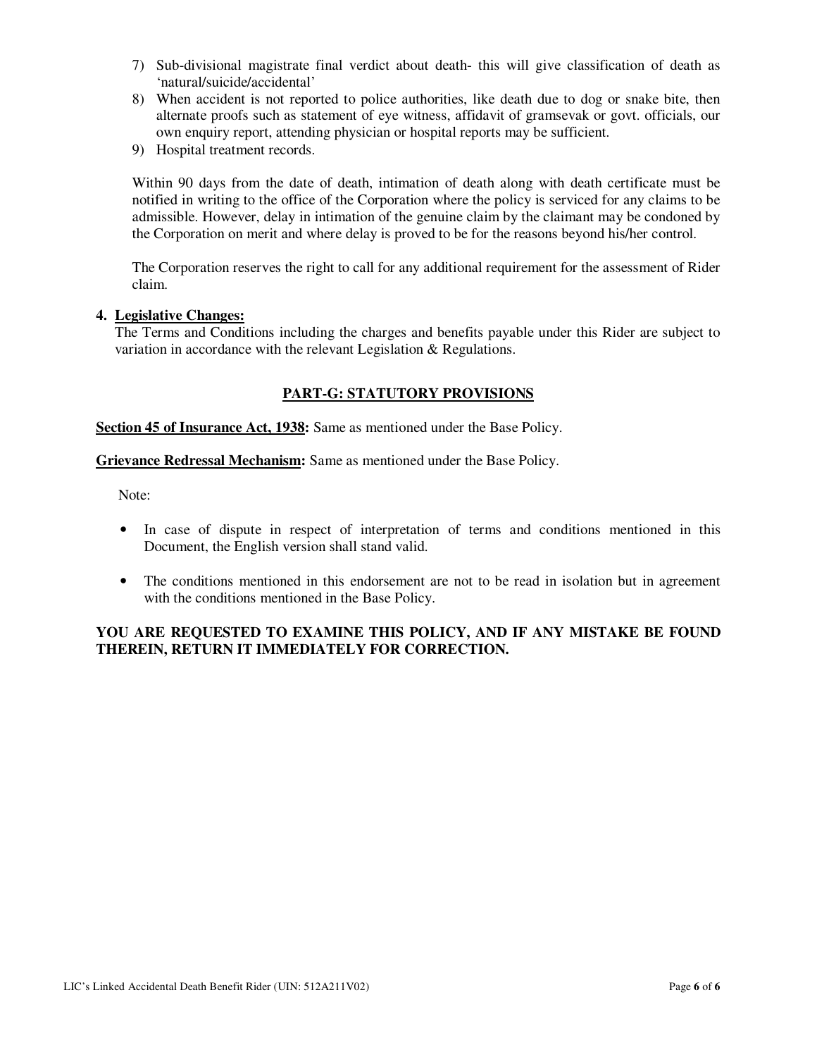7) Sub-divisional magistrate final verdict about death- this will give classification of death as 'natural/suicide/accidental'
8) When accident is not reported to police authorities, like death due to dog or snake bite, then alternate proofs such as statement of eye witness, affidavit of gramsevak or govt. officials, our own enquiry report, attending physician or hospital reports may be sufficient.
9) Hospital treatment records.

Within 90 days from the date of death, intimation of death along with death certificate must be notified in writing to the office of the Corporation where the policy is serviced for any claims to be admissible. However, delay in intimation of the genuine claim by the claimant may be condoned by the Corporation on merit and where delay is proved to be for the reasons beyond his/her control.

The Corporation reserves the right to call for any additional requirement for the assessment of Rider claim.

**4. Legislative Changes:**
The Terms and Conditions including the charges and benefits payable under this Rider are subject to variation in accordance with the relevant Legislation & Regulations.

## PART-G: STATUTORY PROVISIONS

**Section 45 of Insurance Act, 1938:** Same as mentioned under the Base Policy.

**Grievance Redressal Mechanism:** Same as mentioned under the Base Policy.

Note:

- In case of dispute in respect of interpretation of terms and conditions mentioned in this Document, the English version shall stand valid.
- The conditions mentioned in this endorsement are not to be read in isolation but in agreement with the conditions mentioned in the Base Policy.

**YOU ARE REQUESTED TO EXAMINE THIS POLICY, AND IF ANY MISTAKE BE FOUND THEREIN, RETURN IT IMMEDIATELY FOR CORRECTION.**